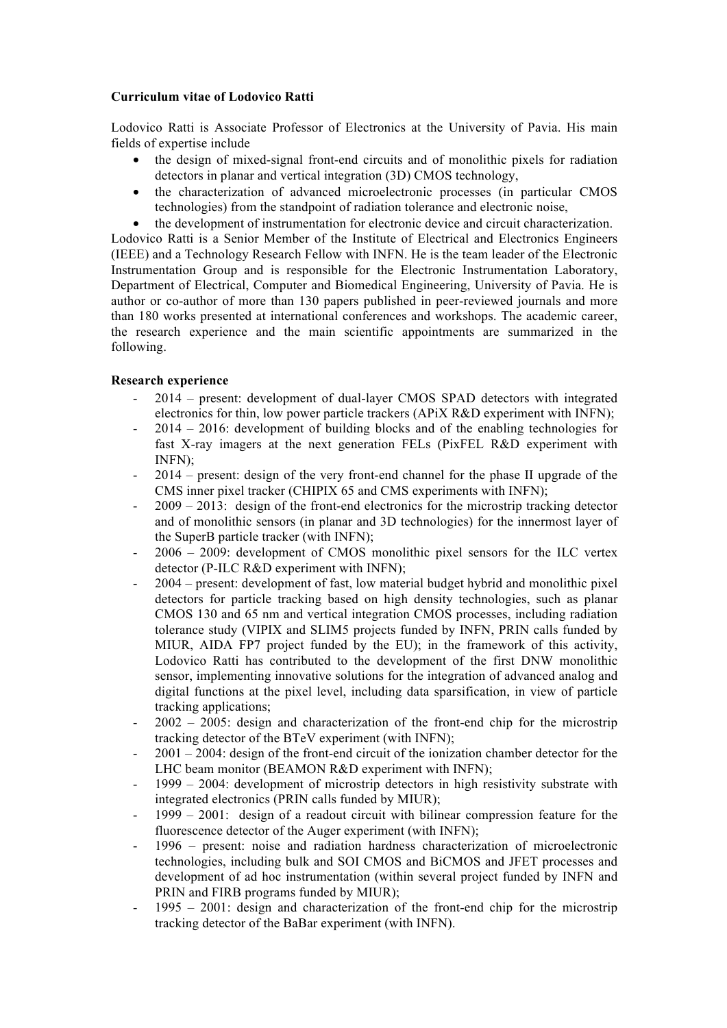**Curriculum vitae of Lodovico Ratti**

Lodovico Ratti is Associate Professor of Electronics at the University of Pavia. His main fields of expertise include

- the design of mixed-signal front-end circuits and of monolithic pixels for radiation detectors in planar and vertical integration (3D) CMOS technology,
- the characterization of advanced microelectronic processes (in particular CMOS technologies) from the standpoint of radiation tolerance and electronic noise,
- the development of instrumentation for electronic device and circuit characterization.

Lodovico Ratti is a Senior Member of the Institute of Electrical and Electronics Engineers (IEEE) and a Technology Research Fellow with INFN. He is the team leader of the Electronic Instrumentation Group and is responsible for the Electronic Instrumentation Laboratory, Department of Electrical, Computer and Biomedical Engineering, University of Pavia. He is author or co-author of more than 130 papers published in peer-reviewed journals and more than 180 works presented at international conferences and workshops. The academic career, the research experience and the main scientific appointments are summarized in the following.

**Research experience**

- 2014 – present: development of dual-layer CMOS SPAD detectors with integrated electronics for thin, low power particle trackers (APiX R&D experiment with INFN);
- 2014 – 2016: development of building blocks and of the enabling technologies for fast X-ray imagers at the next generation FELs (PixFEL R&D experiment with INFN);
- 2014 – present: design of the very front-end channel for the phase II upgrade of the CMS inner pixel tracker (CHIPIX 65 and CMS experiments with INFN);
- 2009 – 2013: design of the front-end electronics for the microstrip tracking detector and of monolithic sensors (in planar and 3D technologies) for the innermost layer of the SuperB particle tracker (with INFN);
- 2006 – 2009: development of CMOS monolithic pixel sensors for the ILC vertex detector (P-ILC R&D experiment with INFN);
- 2004 – present: development of fast, low material budget hybrid and monolithic pixel detectors for particle tracking based on high density technologies, such as planar CMOS 130 and 65 nm and vertical integration CMOS processes, including radiation tolerance study (VIPIX and SLIM5 projects funded by INFN, PRIN calls funded by MIUR, AIDA FP7 project funded by the EU); in the framework of this activity, Lodovico Ratti has contributed to the development of the first DNW monolithic sensor, implementing innovative solutions for the integration of advanced analog and digital functions at the pixel level, including data sparsification, in view of particle tracking applications;
- 2002 – 2005: design and characterization of the front-end chip for the microstrip tracking detector of the BTeV experiment (with INFN);
- 2001 – 2004: design of the front-end circuit of the ionization chamber detector for the LHC beam monitor (BEAMON R&D experiment with INFN);
- 1999 – 2004: development of microstrip detectors in high resistivity substrate with integrated electronics (PRIN calls funded by MIUR);
- 1999 – 2001: design of a readout circuit with bilinear compression feature for the fluorescence detector of the Auger experiment (with INFN);
- 1996 – present: noise and radiation hardness characterization of microelectronic technologies, including bulk and SOI CMOS and BiCMOS and JFET processes and development of ad hoc instrumentation (within several project funded by INFN and PRIN and FIRB programs funded by MIUR);
- 1995 – 2001: design and characterization of the front-end chip for the microstrip tracking detector of the BaBar experiment (with INFN).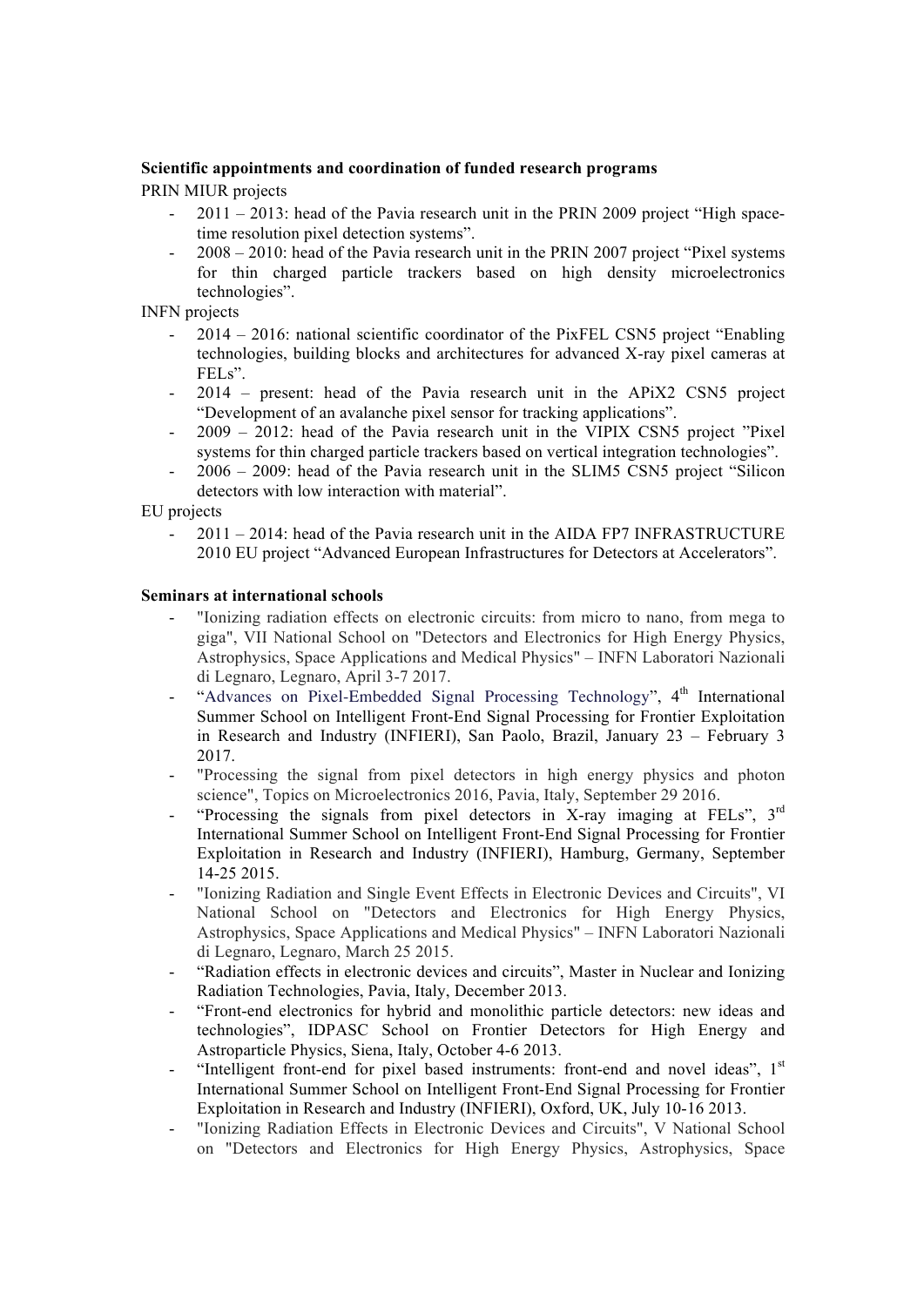**Scientific appointments and coordination of funded research programs**

PRIN MIUR projects

- 2011 – 2013: head of the Pavia research unit in the PRIN 2009 project "High space-time resolution pixel detection systems".
- 2008 – 2010: head of the Pavia research unit in the PRIN 2007 project "Pixel systems for thin charged particle trackers based on high density microelectronics technologies".

INFN projects

- 2014 – 2016: national scientific coordinator of the PixFEL CSN5 project "Enabling technologies, building blocks and architectures for advanced X-ray pixel cameras at FELs".
- 2014 – present: head of the Pavia research unit in the APiX2 CSN5 project "Development of an avalanche pixel sensor for tracking applications".
- 2009 – 2012: head of the Pavia research unit in the VIPIX CSN5 project "Pixel systems for thin charged particle trackers based on vertical integration technologies".
- 2006 – 2009: head of the Pavia research unit in the SLIM5 CSN5 project "Silicon detectors with low interaction with material".

EU projects

- 2011 – 2014: head of the Pavia research unit in the AIDA FP7 INFRASTRUCTURE 2010 EU project "Advanced European Infrastructures for Detectors at Accelerators".

**Seminars at international schools**

- "Ionizing radiation effects on electronic circuits: from micro to nano, from mega to giga", VII National School on "Detectors and Electronics for High Energy Physics, Astrophysics, Space Applications and Medical Physics" – INFN Laboratori Nazionali di Legnaro, Legnaro, April 3-7 2017.
- "Advances on Pixel-Embedded Signal Processing Technology", 4th International Summer School on Intelligent Front-End Signal Processing for Frontier Exploitation in Research and Industry (INFIERI), San Paolo, Brazil, January 23 – February 3 2017.
- "Processing the signal from pixel detectors in high energy physics and photon science", Topics on Microelectronics 2016, Pavia, Italy, September 29 2016.
- "Processing the signals from pixel detectors in X-ray imaging at FELs", 3rd International Summer School on Intelligent Front-End Signal Processing for Frontier Exploitation in Research and Industry (INFIERI), Hamburg, Germany, September 14-25 2015.
- "Ionizing Radiation and Single Event Effects in Electronic Devices and Circuits", VI National School on "Detectors and Electronics for High Energy Physics, Astrophysics, Space Applications and Medical Physics" – INFN Laboratori Nazionali di Legnaro, Legnaro, March 25 2015.
- "Radiation effects in electronic devices and circuits", Master in Nuclear and Ionizing Radiation Technologies, Pavia, Italy, December 2013.
- "Front-end electronics for hybrid and monolithic particle detectors: new ideas and technologies", IDPASC School on Frontier Detectors for High Energy and Astroparticle Physics, Siena, Italy, October 4-6 2013.
- "Intelligent front-end for pixel based instruments: front-end and novel ideas", 1st International Summer School on Intelligent Front-End Signal Processing for Frontier Exploitation in Research and Industry (INFIERI), Oxford, UK, July 10-16 2013.
- "Ionizing Radiation Effects in Electronic Devices and Circuits", V National School on "Detectors and Electronics for High Energy Physics, Astrophysics, Space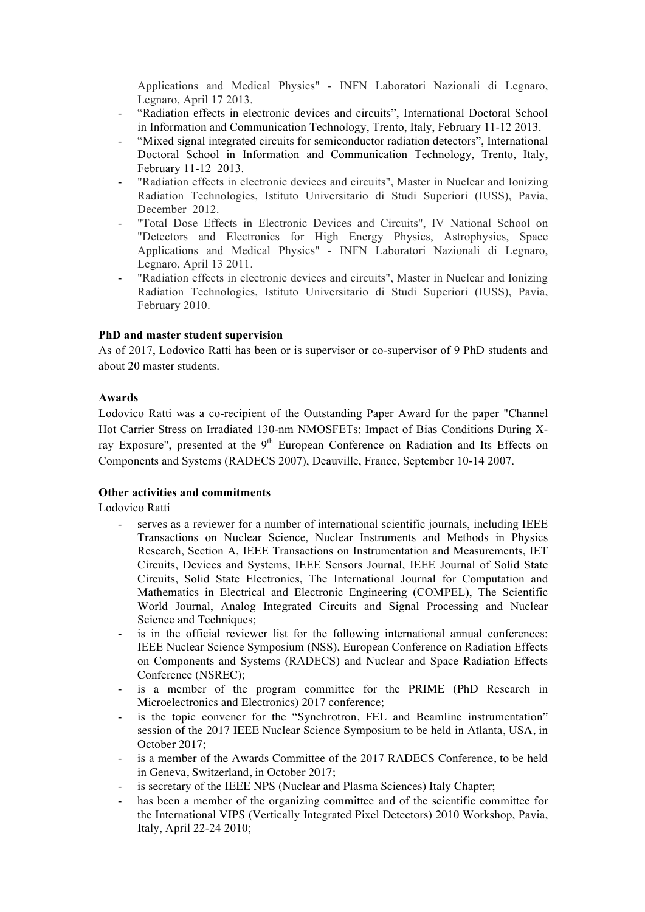Applications and Medical Physics" - INFN Laboratori Nazionali di Legnaro, Legnaro, April 17 2013.

- “Radiation effects in electronic devices and circuits”, International Doctoral School in Information and Communication Technology, Trento, Italy, February 11-12 2013.
- “Mixed signal integrated circuits for semiconductor radiation detectors”, International Doctoral School in Information and Communication Technology, Trento, Italy, February 11-12 2013.
- "Radiation effects in electronic devices and circuits", Master in Nuclear and Ionizing Radiation Technologies, Istituto Universitario di Studi Superiori (IUSS), Pavia, December 2012.
- "Total Dose Effects in Electronic Devices and Circuits", IV National School on "Detectors and Electronics for High Energy Physics, Astrophysics, Space Applications and Medical Physics" - INFN Laboratori Nazionali di Legnaro, Legnaro, April 13 2011.
- "Radiation effects in electronic devices and circuits", Master in Nuclear and Ionizing Radiation Technologies, Istituto Universitario di Studi Superiori (IUSS), Pavia, February 2010.

**PhD and master student supervision**

As of 2017, Lodovico Ratti has been or is supervisor or co-supervisor of 9 PhD students and about 20 master students.

**Awards**

Lodovico Ratti was a co-recipient of the Outstanding Paper Award for the paper "Channel Hot Carrier Stress on Irradiated 130-nm NMOSFETs: Impact of Bias Conditions During X-ray Exposure", presented at the 9th European Conference on Radiation and Its Effects on Components and Systems (RADECS 2007), Deauville, France, September 10-14 2007.

**Other activities and commitments**

Lodovico Ratti

- serves as a reviewer for a number of international scientific journals, including IEEE Transactions on Nuclear Science, Nuclear Instruments and Methods in Physics Research, Section A, IEEE Transactions on Instrumentation and Measurements, IET Circuits, Devices and Systems, IEEE Sensors Journal, IEEE Journal of Solid State Circuits, Solid State Electronics, The International Journal for Computation and Mathematics in Electrical and Electronic Engineering (COMPEL), The Scientific World Journal, Analog Integrated Circuits and Signal Processing and Nuclear Science and Techniques;
- is in the official reviewer list for the following international annual conferences: IEEE Nuclear Science Symposium (NSS), European Conference on Radiation Effects on Components and Systems (RADECS) and Nuclear and Space Radiation Effects Conference (NSREC);
- is a member of the program committee for the PRIME (PhD Research in Microelectronics and Electronics) 2017 conference;
- is the topic convener for the “Synchrotron, FEL and Beamline instrumentation” session of the 2017 IEEE Nuclear Science Symposium to be held in Atlanta, USA, in October 2017;
- is a member of the Awards Committee of the 2017 RADECS Conference, to be held in Geneva, Switzerland, in October 2017;
- is secretary of the IEEE NPS (Nuclear and Plasma Sciences) Italy Chapter;
- has been a member of the organizing committee and of the scientific committee for the International VIPS (Vertically Integrated Pixel Detectors) 2010 Workshop, Pavia, Italy, April 22-24 2010;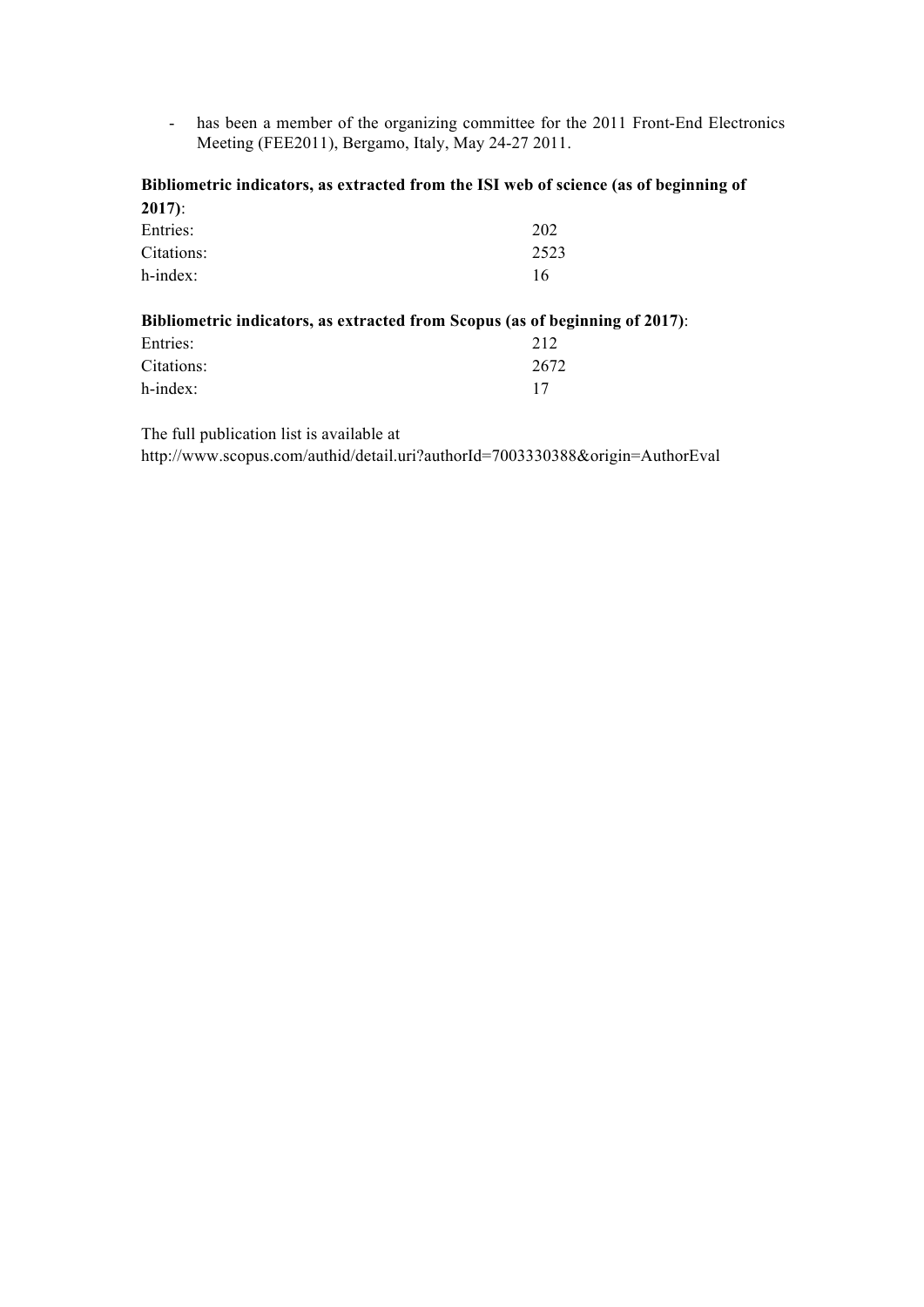- has been a member of the organizing committee for the 2011 Front-End Electronics Meeting (FEE2011), Bergamo, Italy, May 24-27 2011.

**Bibliometric indicators, as extracted from the ISI web of science (as of beginning of 2017)**:

| | |
|---|---|
| Entries: | 202 |
| Citations: | 2523 |
| h-index: | 16 |

**Bibliometric indicators, as extracted from Scopus (as of beginning of 2017)**:

| | |
|---|---|
| Entries: | 212 |
| Citations: | 2672 |
| h-index: | 17 |

The full publication list is available at
http://www.scopus.com/authid/detail.uri?authorId=7003330388&origin=AuthorEval